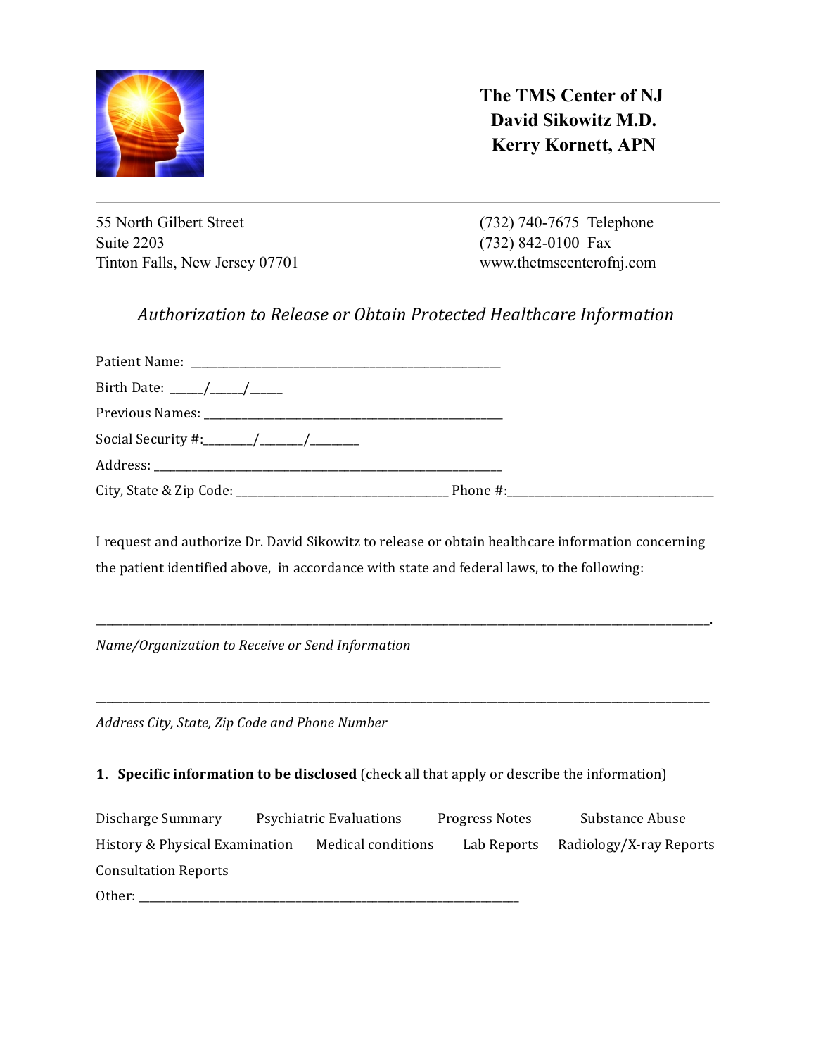**The TMS Center of NJ**
**David Sikowitz M.D.**
**Kerry Kornett, APN**

---

55 North Gilbert Street
Suite 2203
Tinton Falls, New Jersey 07701

(732) 740-7675 Telephone
(732) 842-0100 Fax
www.thetmscenterofnj.com

## *Authorization to Release or Obtain Protected Healthcare Information*

Patient Name: ___________________________________________________

Birth Date: _____/_____/_____

Previous Names: _______________________________________________

Social Security #:________/_______/________

Address: _______________________________________________________

City, State & Zip Code: ____________________________________ Phone #:__________________________________

I request and authorize Dr. David Sikowitz to release or obtain healthcare information concerning the patient identified above, in accordance with state and federal laws, to the following:

_____________________________________________________________________________________________________.

*Name/Organization to Receive or Send Information*

_____________________________________________________________________________________________________

*Address City, State, Zip Code and Phone Number*

**1. Specific information to be disclosed** (check all that apply or describe the information)

Discharge Summary    Psychiatric Evaluations    Progress Notes    Substance Abuse
History & Physical Examination    Medical conditions    Lab Reports    Radiology/X-ray Reports
Consultation Reports
Other: ________________________________________________________________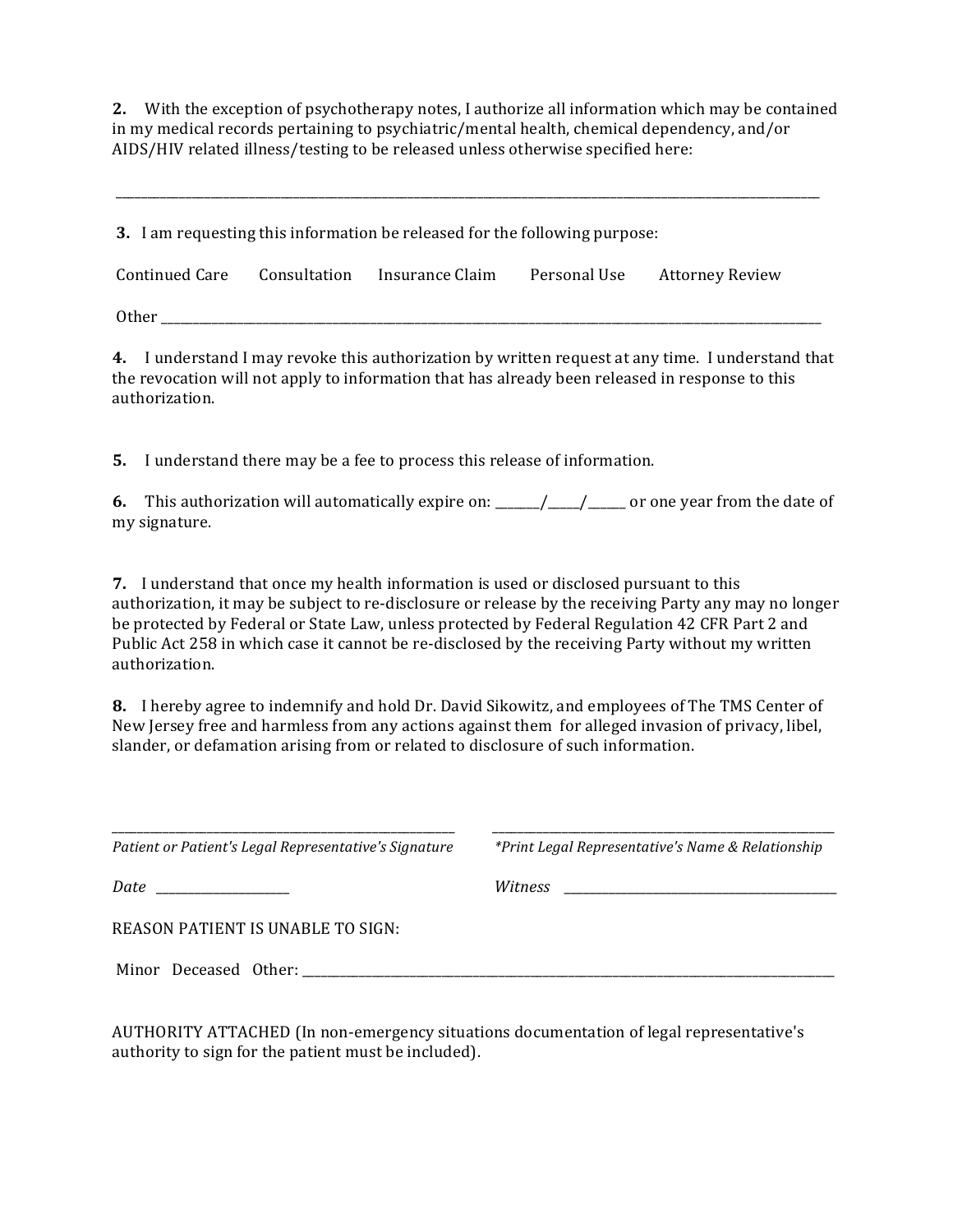**2.** With the exception of psychotherapy notes, I authorize all information which may be contained in my medical records pertaining to psychiatric/mental health, chemical dependency, and/or AIDS/HIV related illness/testing to be released unless otherwise specified here:

\_\_\_\_\_\_\_\_\_\_\_\_\_\_\_\_\_\_\_\_\_\_\_\_\_\_\_\_\_\_\_\_\_\_\_\_\_\_\_\_\_\_\_\_\_\_\_\_\_\_\_\_\_\_\_\_\_\_\_\_\_\_\_\_\_\_\_\_\_\_

**3.** I am requesting this information be released for the following purpose:

Continued Care    Consultation    Insurance Claim    Personal Use    Attorney Review

Other \_\_\_\_\_\_\_\_\_\_\_\_\_\_\_\_\_\_\_\_\_\_\_\_\_\_\_\_\_\_\_\_\_\_\_\_\_\_\_\_\_\_\_\_\_\_\_\_\_\_\_\_\_\_\_\_\_\_\_\_\_\_\_\_\_\_

**4.** I understand I may revoke this authorization by written request at any time. I understand that the revocation will not apply to information that has already been released in response to this authorization.

**5.** I understand there may be a fee to process this release of information.

**6.** This authorization will automatically expire on: \_\_\_\_\_\_\_/\_\_\_\_\_/\_\_\_\_\_\_ or one year from the date of my signature.

**7.** I understand that once my health information is used or disclosed pursuant to this authorization, it may be subject to re-disclosure or release by the receiving Party any may no longer be protected by Federal or State Law, unless protected by Federal Regulation 42 CFR Part 2 and Public Act 258 in which case it cannot be re-disclosed by the receiving Party without my written authorization.

**8.** I hereby agree to indemnify and hold Dr. David Sikowitz, and employees of The TMS Center of New Jersey free and harmless from any actions against them for alleged invasion of privacy, libel, slander, or defamation arising from or related to disclosure of such information.

\_\_\_\_\_\_\_\_\_\_\_\_\_\_\_\_\_\_\_\_\_\_\_\_\_\_\_\_\_\_\_\_\_\_\_\_\_\_
*Patient or Patient's Legal Representative's Signature*

\_\_\_\_\_\_\_\_\_\_\_\_\_\_\_\_\_\_\_\_\_\_\_\_\_\_\_\_\_\_\_\_\_\_\_\_\_\_
*\*Print Legal Representative's Name & Relationship*

*Date* \_\_\_\_\_\_\_\_\_\_\_\_\_\_\_\_\_\_\_\_

*Witness* \_\_\_\_\_\_\_\_\_\_\_\_\_\_\_\_\_\_\_\_\_\_\_\_\_\_\_\_\_\_\_\_\_\_\_\_

REASON PATIENT IS UNABLE TO SIGN:

Minor   Deceased   Other: \_\_\_\_\_\_\_\_\_\_\_\_\_\_\_\_\_\_\_\_\_\_\_\_\_\_\_\_\_\_\_\_\_\_\_\_\_\_\_\_\_\_\_\_\_\_\_\_\_\_\_\_\_\_

AUTHORITY ATTACHED (In non-emergency situations documentation of legal representative's authority to sign for the patient must be included).